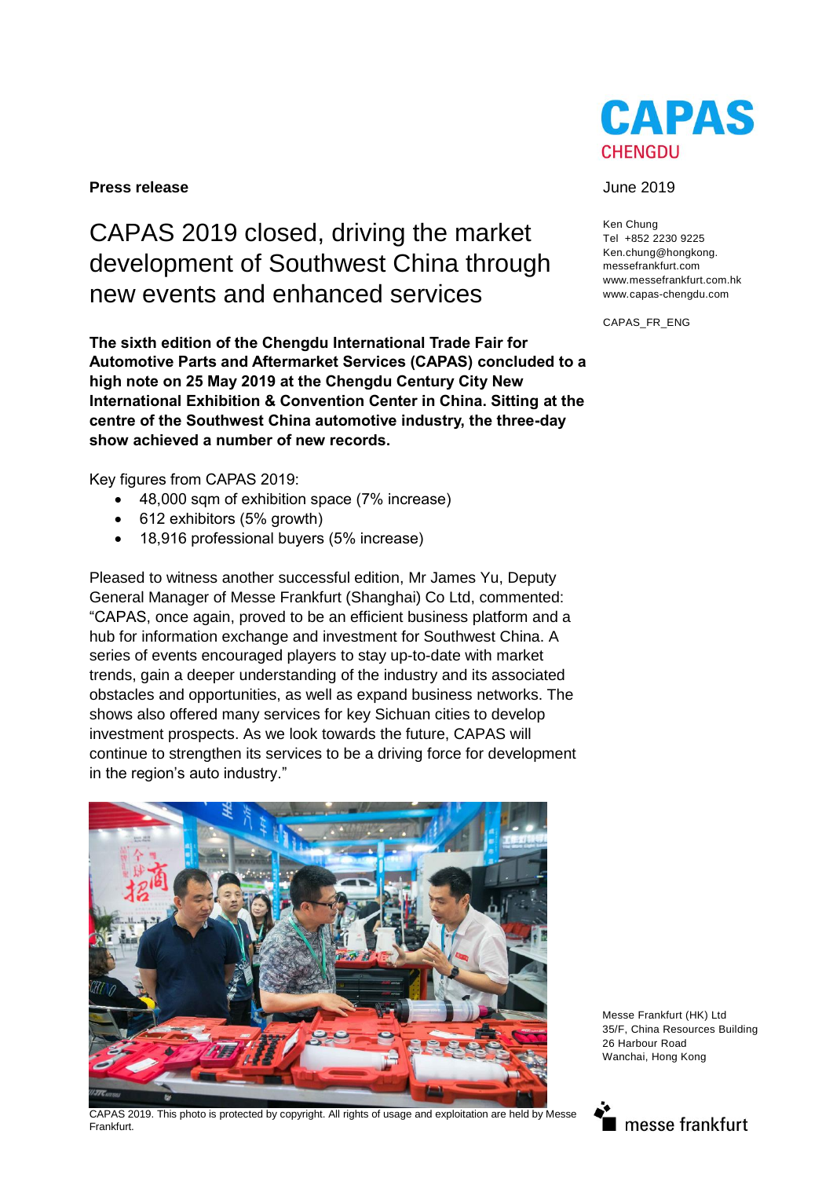**Press release**

June 2019

Ken Chung
Tel +852 2230 9225
Ken.chung@hongkong.
messefrankfurt.com
www.messefrankfurt.com.hk
www.capas-chengdu.com

CAPAS_FR_ENG

# CAPAS 2019 closed, driving the market development of Southwest China through new events and enhanced services

**The sixth edition of the Chengdu International Trade Fair for Automotive Parts and Aftermarket Services (CAPAS) concluded to a high note on 25 May 2019 at the Chengdu Century City New International Exhibition & Convention Center in China. Sitting at the centre of the Southwest China automotive industry, the three-day show achieved a number of new records.**

Key figures from CAPAS 2019:

- 48,000 sqm of exhibition space (7% increase)
- 612 exhibitors (5% growth)
- 18,916 professional buyers (5% increase)

Pleased to witness another successful edition, Mr James Yu, Deputy General Manager of Messe Frankfurt (Shanghai) Co Ltd, commented: "CAPAS, once again, proved to be an efficient business platform and a hub for information exchange and investment for Southwest China. A series of events encouraged players to stay up-to-date with market trends, gain a deeper understanding of the industry and its associated obstacles and opportunities, as well as expand business networks. The shows also offered many services for key Sichuan cities to develop investment prospects. As we look towards the future, CAPAS will continue to strengthen its services to be a driving force for development in the region's auto industry."

CAPAS 2019. This photo is protected by copyright. All rights of usage and exploitation are held by Messe Frankfurt.

Messe Frankfurt (HK) Ltd
35/F, China Resources Building
26 Harbour Road
Wanchai, Hong Kong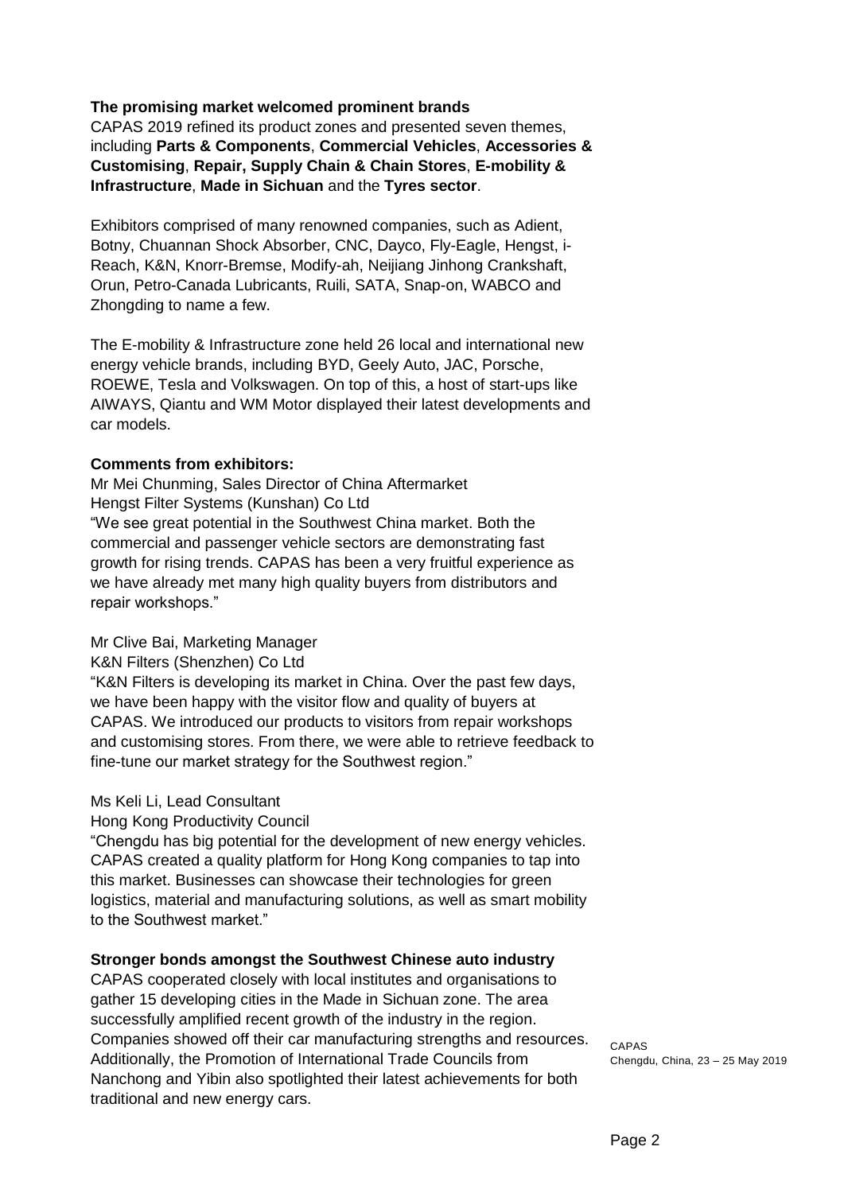**The promising market welcomed prominent brands**

CAPAS 2019 refined its product zones and presented seven themes, including **Parts & Components**, **Commercial Vehicles**, **Accessories & Customising**, **Repair, Supply Chain & Chain Stores**, **E-mobility & Infrastructure**, **Made in Sichuan** and the **Tyres sector**.

Exhibitors comprised of many renowned companies, such as Adient, Botny, Chuannan Shock Absorber, CNC, Dayco, Fly-Eagle, Hengst, i-Reach, K&N, Knorr-Bremse, Modify-ah, Neijiang Jinhong Crankshaft, Orun, Petro-Canada Lubricants, Ruili, SATA, Snap-on, WABCO and Zhongding to name a few.

The E-mobility & Infrastructure zone held 26 local and international new energy vehicle brands, including BYD, Geely Auto, JAC, Porsche, ROEWE, Tesla and Volkswagen. On top of this, a host of start-ups like AIWAYS, Qiantu and WM Motor displayed their latest developments and car models.

**Comments from exhibitors:**

Mr Mei Chunming, Sales Director of China Aftermarket
Hengst Filter Systems (Kunshan) Co Ltd
"We see great potential in the Southwest China market. Both the commercial and passenger vehicle sectors are demonstrating fast growth for rising trends. CAPAS has been a very fruitful experience as we have already met many high quality buyers from distributors and repair workshops."

Mr Clive Bai, Marketing Manager
K&N Filters (Shenzhen) Co Ltd
"K&N Filters is developing its market in China. Over the past few days, we have been happy with the visitor flow and quality of buyers at CAPAS. We introduced our products to visitors from repair workshops and customising stores. From there, we were able to retrieve feedback to fine-tune our market strategy for the Southwest region."

Ms Keli Li, Lead Consultant
Hong Kong Productivity Council
"Chengdu has big potential for the development of new energy vehicles. CAPAS created a quality platform for Hong Kong companies to tap into this market. Businesses can showcase their technologies for green logistics, material and manufacturing solutions, as well as smart mobility to the Southwest market."

**Stronger bonds amongst the Southwest Chinese auto industry**

CAPAS cooperated closely with local institutes and organisations to gather 15 developing cities in the Made in Sichuan zone. The area successfully amplified recent growth of the industry in the region. Companies showed off their car manufacturing strengths and resources. Additionally, the Promotion of International Trade Councils from Nanchong and Yibin also spotlighted their latest achievements for both traditional and new energy cars.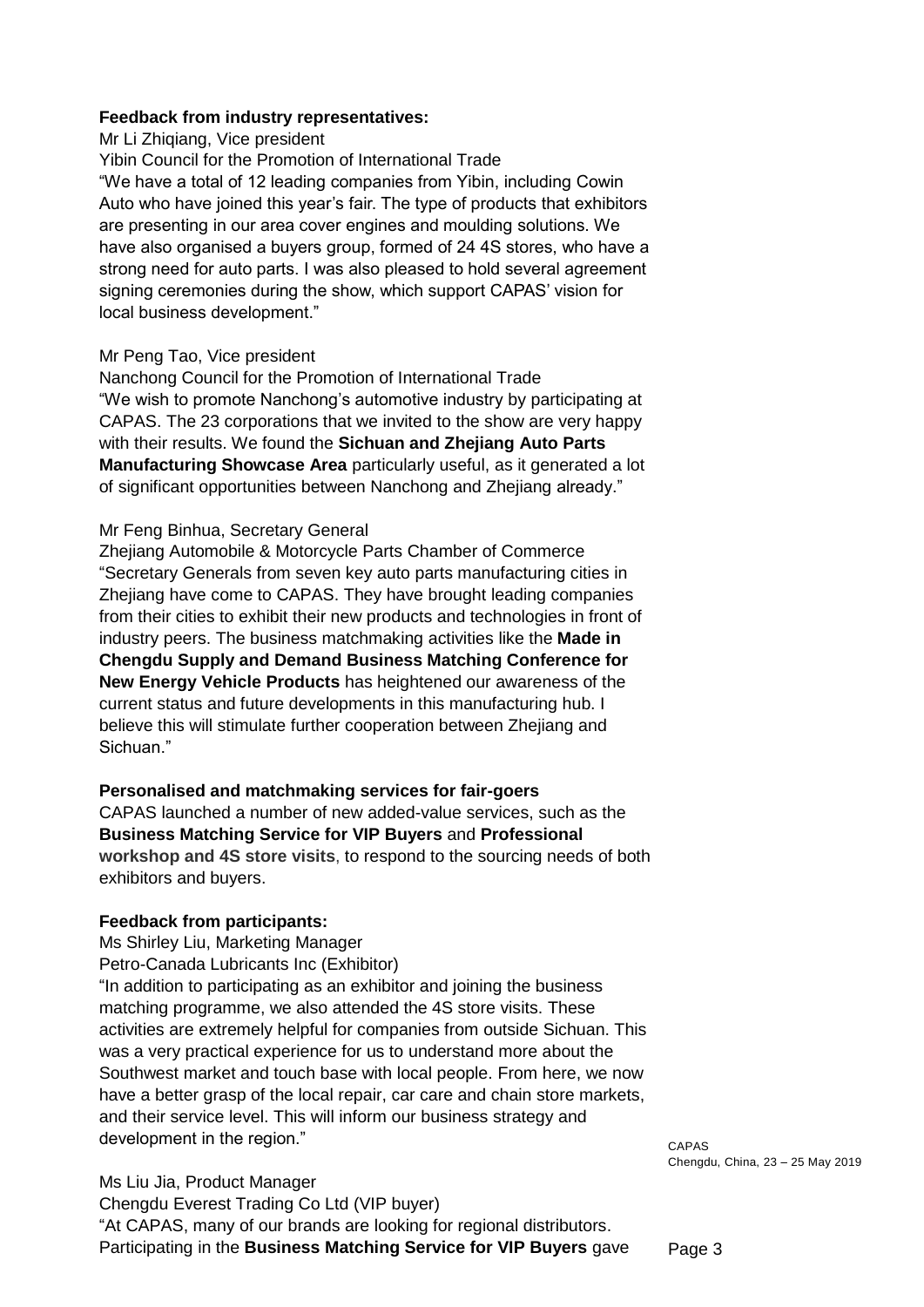**Feedback from industry representatives:**

Mr Li Zhiqiang, Vice president
Yibin Council for the Promotion of International Trade
"We have a total of 12 leading companies from Yibin, including Cowin Auto who have joined this year's fair. The type of products that exhibitors are presenting in our area cover engines and moulding solutions. We have also organised a buyers group, formed of 24 4S stores, who have a strong need for auto parts. I was also pleased to hold several agreement signing ceremonies during the show, which support CAPAS' vision for local business development."

Mr Peng Tao, Vice president
Nanchong Council for the Promotion of International Trade
"We wish to promote Nanchong's automotive industry by participating at CAPAS. The 23 corporations that we invited to the show are very happy with their results. We found the **Sichuan and Zhejiang Auto Parts Manufacturing Showcase Area** particularly useful, as it generated a lot of significant opportunities between Nanchong and Zhejiang already."

Mr Feng Binhua, Secretary General
Zhejiang Automobile & Motorcycle Parts Chamber of Commerce
"Secretary Generals from seven key auto parts manufacturing cities in Zhejiang have come to CAPAS. They have brought leading companies from their cities to exhibit their new products and technologies in front of industry peers. The business matchmaking activities like the **Made in Chengdu Supply and Demand Business Matching Conference for New Energy Vehicle Products** has heightened our awareness of the current status and future developments in this manufacturing hub. I believe this will stimulate further cooperation between Zhejiang and Sichuan."

**Personalised and matchmaking services for fair-goers**

CAPAS launched a number of new added-value services, such as the **Business Matching Service for VIP Buyers** and **Professional workshop and 4S store visits**, to respond to the sourcing needs of both exhibitors and buyers.

**Feedback from participants:**

Ms Shirley Liu, Marketing Manager
Petro-Canada Lubricants Inc (Exhibitor)
"In addition to participating as an exhibitor and joining the business matching programme, we also attended the 4S store visits. These activities are extremely helpful for companies from outside Sichuan. This was a very practical experience for us to understand more about the Southwest market and touch base with local people. From here, we now have a better grasp of the local repair, car care and chain store markets, and their service level. This will inform our business strategy and development in the region."

Ms Liu Jia, Product Manager
Chengdu Everest Trading Co Ltd (VIP buyer)
"At CAPAS, many of our brands are looking for regional distributors. Participating in the **Business Matching Service for VIP Buyers** gave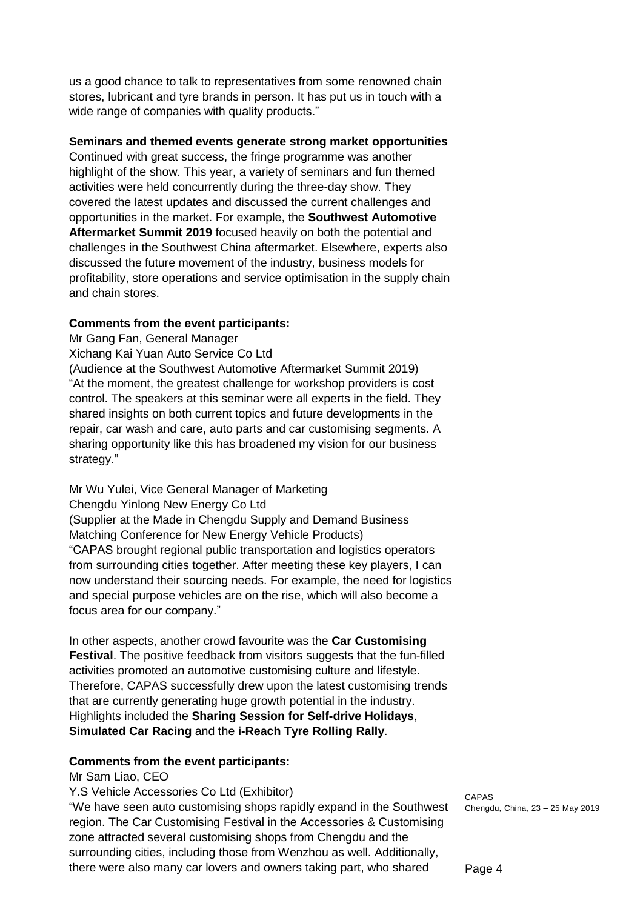us a good chance to talk to representatives from some renowned chain stores, lubricant and tyre brands in person. It has put us in touch with a wide range of companies with quality products."

**Seminars and themed events generate strong market opportunities**

Continued with great success, the fringe programme was another highlight of the show. This year, a variety of seminars and fun themed activities were held concurrently during the three-day show. They covered the latest updates and discussed the current challenges and opportunities in the market. For example, the **Southwest Automotive Aftermarket Summit 2019** focused heavily on both the potential and challenges in the Southwest China aftermarket. Elsewhere, experts also discussed the future movement of the industry, business models for profitability, store operations and service optimisation in the supply chain and chain stores.

**Comments from the event participants:**

Mr Gang Fan, General Manager
Xichang Kai Yuan Auto Service Co Ltd
(Audience at the Southwest Automotive Aftermarket Summit 2019)
"At the moment, the greatest challenge for workshop providers is cost control. The speakers at this seminar were all experts in the field. They shared insights on both current topics and future developments in the repair, car wash and care, auto parts and car customising segments. A sharing opportunity like this has broadened my vision for our business strategy."

Mr Wu Yulei, Vice General Manager of Marketing
Chengdu Yinlong New Energy Co Ltd
(Supplier at the Made in Chengdu Supply and Demand Business Matching Conference for New Energy Vehicle Products)
"CAPAS brought regional public transportation and logistics operators from surrounding cities together. After meeting these key players, I can now understand their sourcing needs. For example, the need for logistics and special purpose vehicles are on the rise, which will also become a focus area for our company."

In other aspects, another crowd favourite was the **Car Customising Festival**. The positive feedback from visitors suggests that the fun-filled activities promoted an automotive customising culture and lifestyle. Therefore, CAPAS successfully drew upon the latest customising trends that are currently generating huge growth potential in the industry. Highlights included the **Sharing Session for Self-drive Holidays**, **Simulated Car Racing** and the **i-Reach Tyre Rolling Rally**.

**Comments from the event participants:**

Mr Sam Liao, CEO
Y.S Vehicle Accessories Co Ltd (Exhibitor)
"We have seen auto customising shops rapidly expand in the Southwest region. The Car Customising Festival in the Accessories & Customising zone attracted several customising shops from Chengdu and the surrounding cities, including those from Wenzhou as well. Additionally, there were also many car lovers and owners taking part, who shared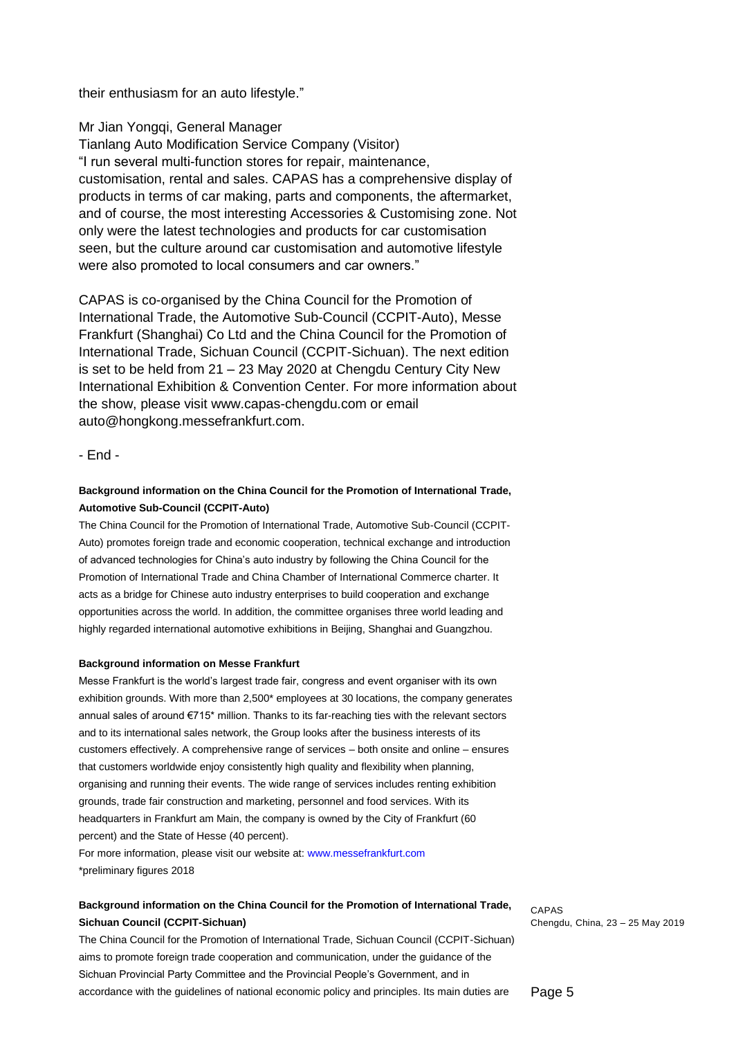their enthusiasm for an auto lifestyle."

Mr Jian Yongqi, General Manager
Tianlang Auto Modification Service Company (Visitor)
"I run several multi-function stores for repair, maintenance, customisation, rental and sales. CAPAS has a comprehensive display of products in terms of car making, parts and components, the aftermarket, and of course, the most interesting Accessories & Customising zone. Not only were the latest technologies and products for car customisation seen, but the culture around car customisation and automotive lifestyle were also promoted to local consumers and car owners."

CAPAS is co-organised by the China Council for the Promotion of International Trade, the Automotive Sub-Council (CCPIT-Auto), Messe Frankfurt (Shanghai) Co Ltd and the China Council for the Promotion of International Trade, Sichuan Council (CCPIT-Sichuan). The next edition is set to be held from 21 – 23 May 2020 at Chengdu Century City New International Exhibition & Convention Center. For more information about the show, please visit www.capas-chengdu.com or email auto@hongkong.messefrankfurt.com.

- End -

**Background information on the China Council for the Promotion of International Trade, Automotive Sub-Council (CCPIT-Auto)**

The China Council for the Promotion of International Trade, Automotive Sub-Council (CCPIT-Auto) promotes foreign trade and economic cooperation, technical exchange and introduction of advanced technologies for China's auto industry by following the China Council for the Promotion of International Trade and China Chamber of International Commerce charter. It acts as a bridge for Chinese auto industry enterprises to build cooperation and exchange opportunities across the world. In addition, the committee organises three world leading and highly regarded international automotive exhibitions in Beijing, Shanghai and Guangzhou.

**Background information on Messe Frankfurt**

Messe Frankfurt is the world's largest trade fair, congress and event organiser with its own exhibition grounds. With more than 2,500* employees at 30 locations, the company generates annual sales of around €715* million. Thanks to its far-reaching ties with the relevant sectors and to its international sales network, the Group looks after the business interests of its customers effectively. A comprehensive range of services – both onsite and online – ensures that customers worldwide enjoy consistently high quality and flexibility when planning, organising and running their events. The wide range of services includes renting exhibition grounds, trade fair construction and marketing, personnel and food services. With its headquarters in Frankfurt am Main, the company is owned by the City of Frankfurt (60 percent) and the State of Hesse (40 percent).

For more information, please visit our website at: www.messefrankfurt.com

*preliminary figures 2018

**Background information on the China Council for the Promotion of International Trade, Sichuan Council (CCPIT-Sichuan)**

The China Council for the Promotion of International Trade, Sichuan Council (CCPIT-Sichuan) aims to promote foreign trade cooperation and communication, under the guidance of the Sichuan Provincial Party Committee and the Provincial People's Government, and in accordance with the guidelines of national economic policy and principles. Its main duties are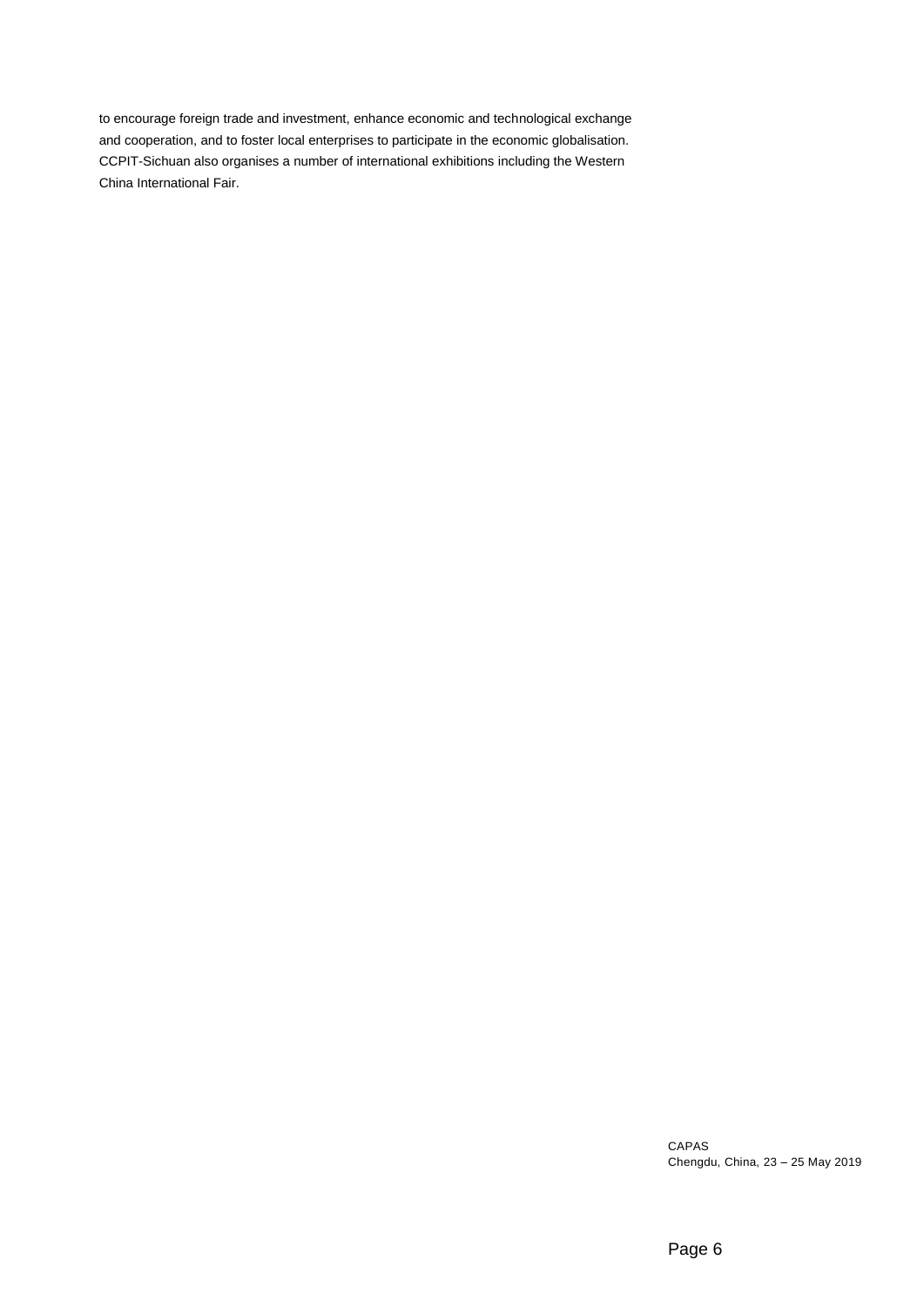to encourage foreign trade and investment, enhance economic and technological exchange and cooperation, and to foster local enterprises to participate in the economic globalisation. CCPIT-Sichuan also organises a number of international exhibitions including the Western China International Fair.